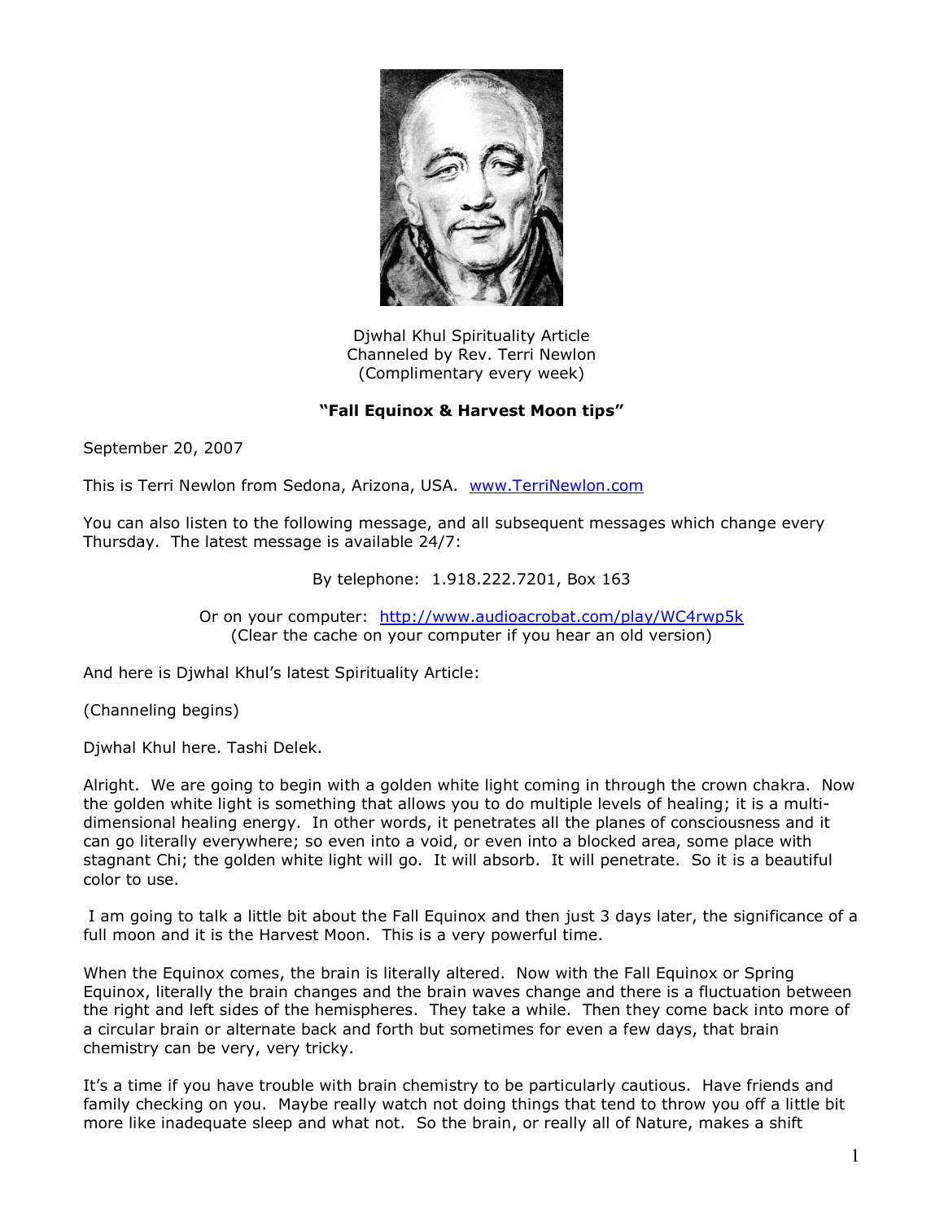Djwhal Khul Spirituality Article
Channeled by Rev. Terri Newlon
(Complimentary every week)

**"Fall Equinox & Harvest Moon tips"**

September 20, 2007

This is Terri Newlon from Sedona, Arizona, USA. [www.TerriNewlon.com](http://www.TerriNewlon.com)

You can also listen to the following message, and all subsequent messages which change every Thursday. The latest message is available 24/7:

By telephone: 1.918.222.7201, Box 163

Or on your computer: [http://www.audioacrobat.com/play/WC4rwp5k](http://www.audioacrobat.com/play/WC4rwp5k)
(Clear the cache on your computer if you hear an old version)

And here is Djwhal Khul's latest Spirituality Article:

(Channeling begins)

Djwhal Khul here. Tashi Delek.

Alright. We are going to begin with a golden white light coming in through the crown chakra. Now the golden white light is something that allows you to do multiple levels of healing; it is a multi-dimensional healing energy. In other words, it penetrates all the planes of consciousness and it can go literally everywhere; so even into a void, or even into a blocked area, some place with stagnant Chi; the golden white light will go. It will absorb. It will penetrate. So it is a beautiful color to use.

I am going to talk a little bit about the Fall Equinox and then just 3 days later, the significance of a full moon and it is the Harvest Moon. This is a very powerful time.

When the Equinox comes, the brain is literally altered. Now with the Fall Equinox or Spring Equinox, literally the brain changes and the brain waves change and there is a fluctuation between the right and left sides of the hemispheres. They take a while. Then they come back into more of a circular brain or alternate back and forth but sometimes for even a few days, that brain chemistry can be very, very tricky.

It's a time if you have trouble with brain chemistry to be particularly cautious. Have friends and family checking on you. Maybe really watch not doing things that tend to throw you off a little bit more like inadequate sleep and what not. So the brain, or really all of Nature, makes a shift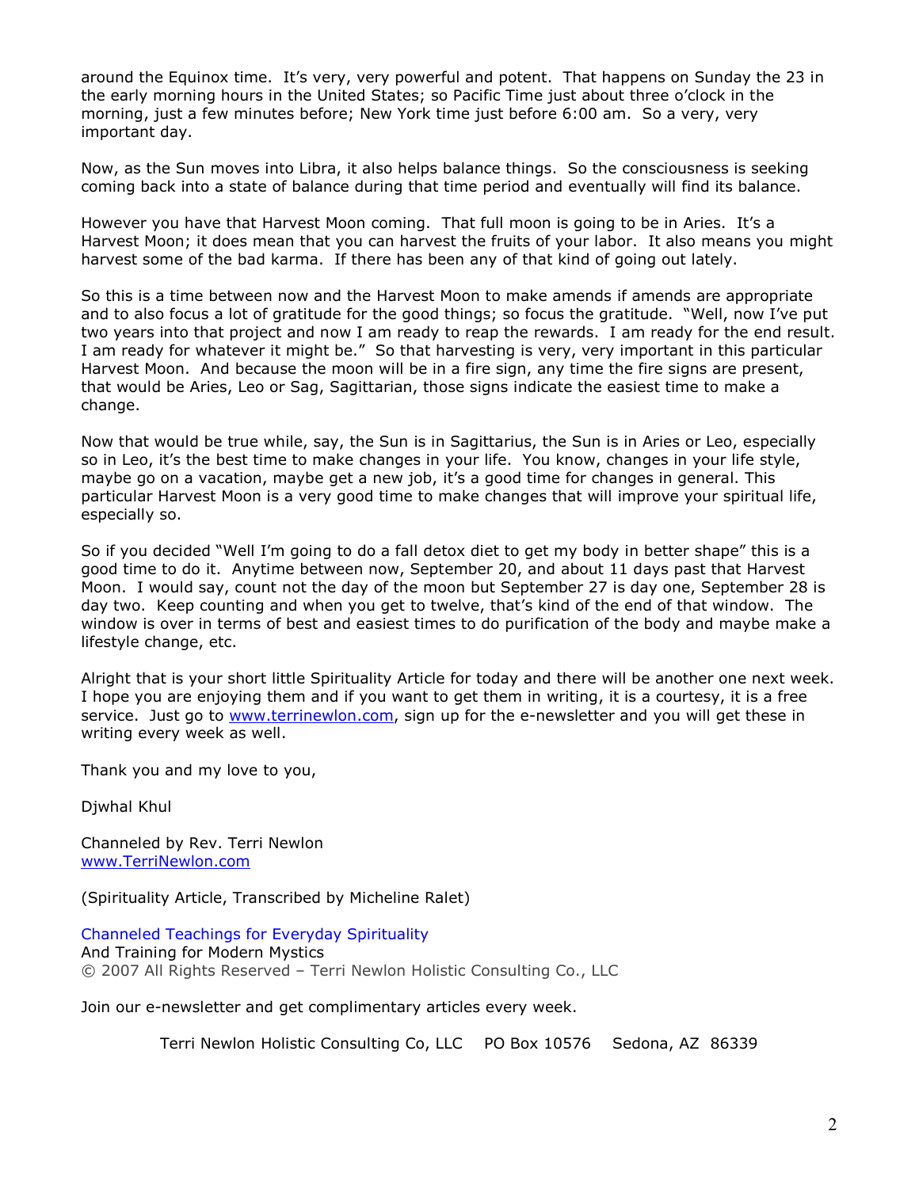around the Equinox time. It's very, very powerful and potent. That happens on Sunday the 23 in the early morning hours in the United States; so Pacific Time just about three o'clock in the morning, just a few minutes before; New York time just before 6:00 am. So a very, very important day.

Now, as the Sun moves into Libra, it also helps balance things. So the consciousness is seeking coming back into a state of balance during that time period and eventually will find its balance.

However you have that Harvest Moon coming. That full moon is going to be in Aries. It's a Harvest Moon; it does mean that you can harvest the fruits of your labor. It also means you might harvest some of the bad karma. If there has been any of that kind of going out lately.

So this is a time between now and the Harvest Moon to make amends if amends are appropriate and to also focus a lot of gratitude for the good things; so focus the gratitude. "Well, now I've put two years into that project and now I am ready to reap the rewards. I am ready for the end result. I am ready for whatever it might be." So that harvesting is very, very important in this particular Harvest Moon. And because the moon will be in a fire sign, any time the fire signs are present, that would be Aries, Leo or Sag, Sagittarian, those signs indicate the easiest time to make a change.

Now that would be true while, say, the Sun is in Sagittarius, the Sun is in Aries or Leo, especially so in Leo, it's the best time to make changes in your life. You know, changes in your life style, maybe go on a vacation, maybe get a new job, it's a good time for changes in general. This particular Harvest Moon is a very good time to make changes that will improve your spiritual life, especially so.

So if you decided "Well I'm going to do a fall detox diet to get my body in better shape" this is a good time to do it. Anytime between now, September 20, and about 11 days past that Harvest Moon. I would say, count not the day of the moon but September 27 is day one, September 28 is day two. Keep counting and when you get to twelve, that's kind of the end of that window. The window is over in terms of best and easiest times to do purification of the body and maybe make a lifestyle change, etc.

Alright that is your short little Spirituality Article for today and there will be another one next week. I hope you are enjoying them and if you want to get them in writing, it is a courtesy, it is a free service. Just go to [www.terrinewlon.com](http://www.terrinewlon.com), sign up for the e-newsletter and you will get these in writing every week as well.

Thank you and my love to you,

Djwhal Khul

Channeled by Rev. Terri Newlon
[www.TerriNewlon.com](http://www.TerriNewlon.com)

(Spirituality Article, Transcribed by Micheline Ralet)

Channeled Teachings for Everyday Spirituality
And Training for Modern Mystics
© 2007 All Rights Reserved – Terri Newlon Holistic Consulting Co., LLC

Join our e-newsletter and get complimentary articles every week.

Terri Newlon Holistic Consulting Co, LLC PO Box 10576 Sedona, AZ 86339